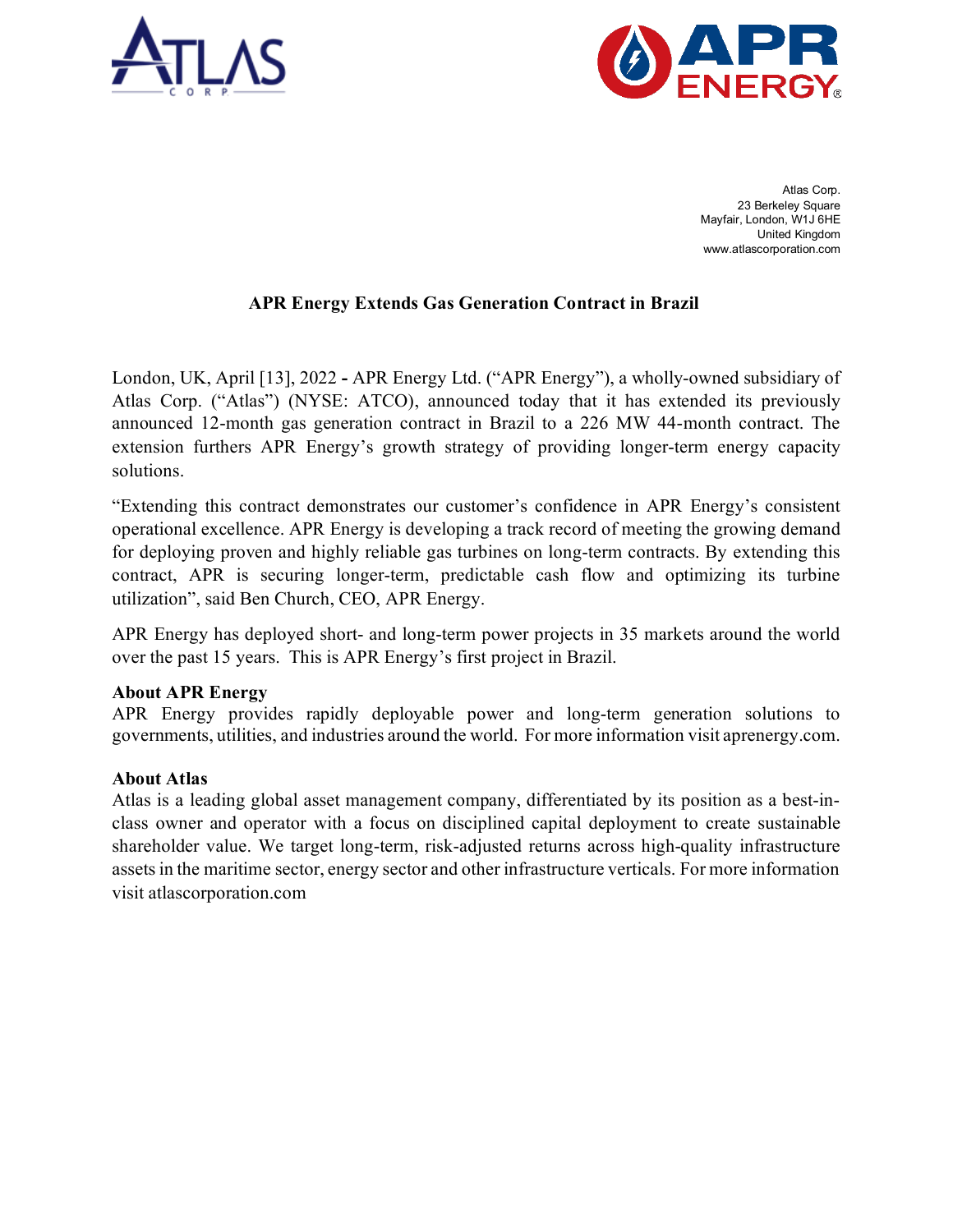Atlas Corp.
23 Berkeley Square
Mayfair, London, W1J 6HE
United Kingdom
www.atlascorporation.com

# APR Energy Extends Gas Generation Contract in Brazil

London, UK, April [13], 2022 **-** APR Energy Ltd. ("APR Energy"), a wholly-owned subsidiary of Atlas Corp. ("Atlas") (NYSE: ATCO), announced today that it has extended its previously announced 12-month gas generation contract in Brazil to a 226 MW 44-month contract. The extension furthers APR Energy's growth strategy of providing longer-term energy capacity solutions.

"Extending this contract demonstrates our customer's confidence in APR Energy's consistent operational excellence. APR Energy is developing a track record of meeting the growing demand for deploying proven and highly reliable gas turbines on long-term contracts. By extending this contract, APR is securing longer-term, predictable cash flow and optimizing its turbine utilization", said Ben Church, CEO, APR Energy.

APR Energy has deployed short- and long-term power projects in 35 markets around the world over the past 15 years. This is APR Energy's first project in Brazil.

**About APR Energy**
APR Energy provides rapidly deployable power and long-term generation solutions to governments, utilities, and industries around the world. For more information visit aprenergy.com.

**About Atlas**
Atlas is a leading global asset management company, differentiated by its position as a best-in-class owner and operator with a focus on disciplined capital deployment to create sustainable shareholder value. We target long-term, risk-adjusted returns across high-quality infrastructure assets in the maritime sector, energy sector and other infrastructure verticals. For more information visit atlascorporation.com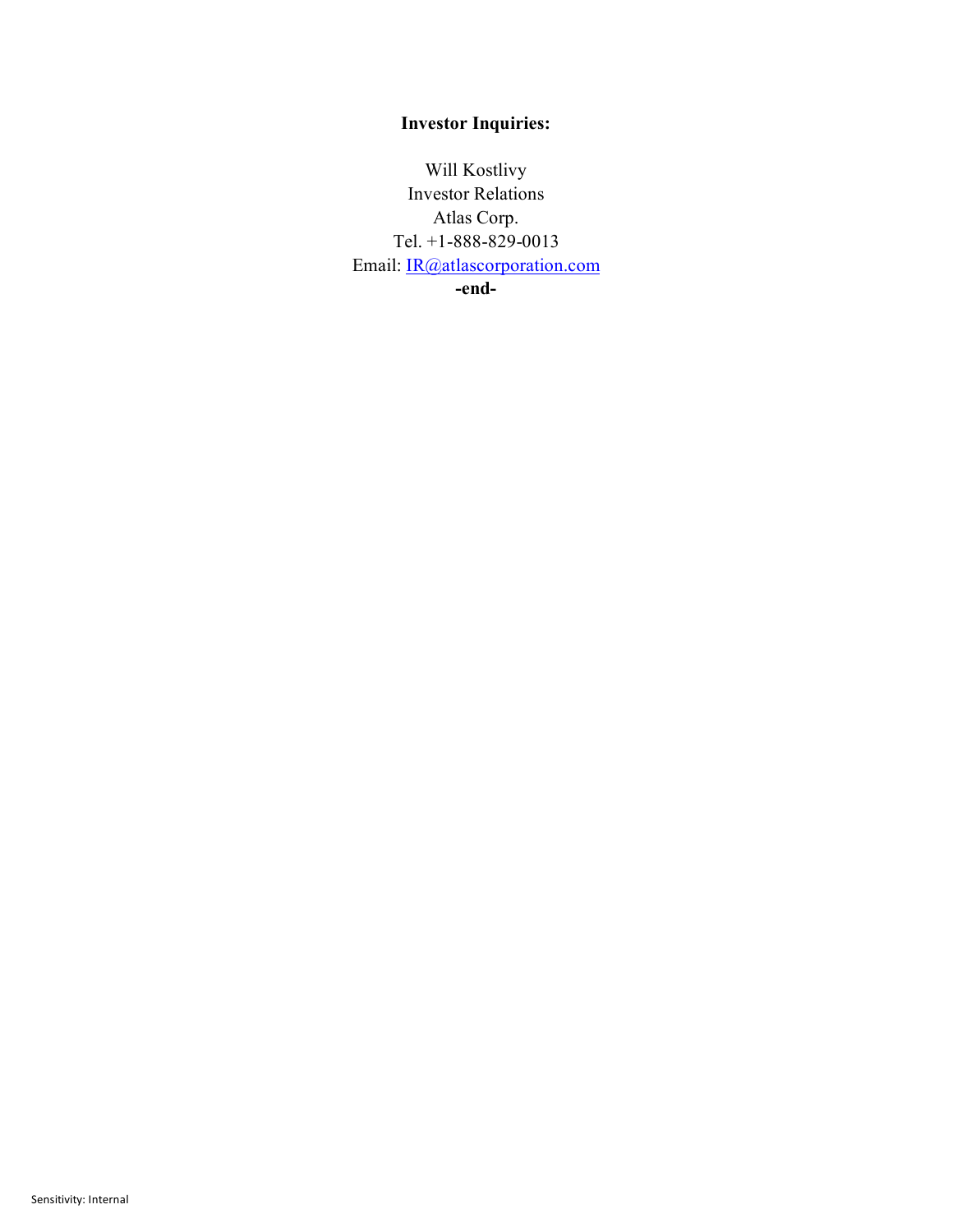**Investor Inquiries:**

Will Kostlivy
Investor Relations
Atlas Corp.
Tel. +1-888-829-0013
Email: IR@atlascorporation.com

**-end-**

Sensitivity: Internal